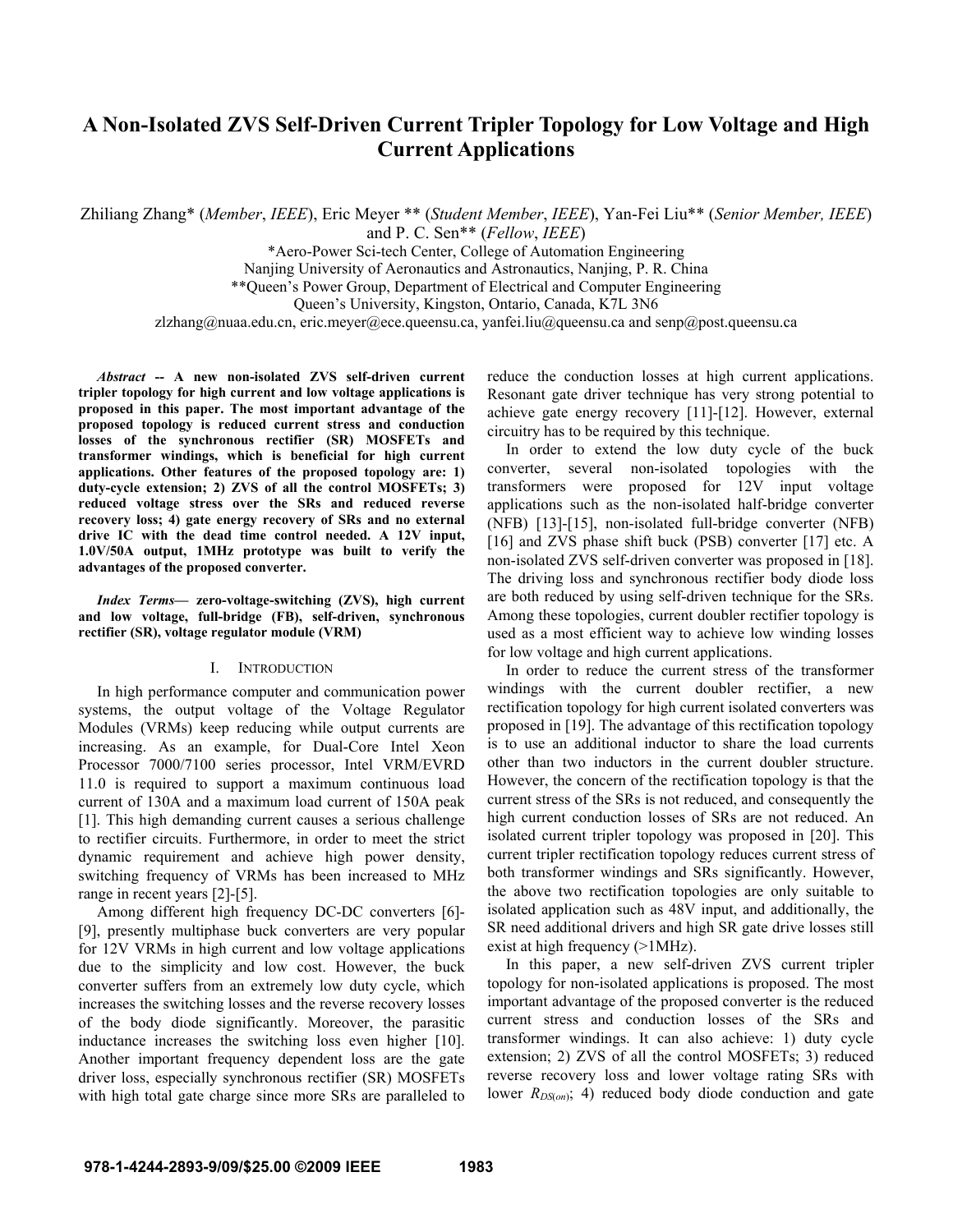# A Non-Isolated ZVS Self-Driven Current Tripler Topology for Low Voltage and High Current Applications

Zhiliang Zhang* (*Member*, *IEEE*), Eric Meyer ** (*Student Member*, *IEEE*), Yan-Fei Liu** (*Senior Member, IEEE*) and P. C. Sen** (*Fellow*, *IEEE*)

*Aero-Power Sci-tech Center, College of Automation Engineering
Nanjing University of Aeronautics and Astronautics, Nanjing, P. R. China
**Queen's Power Group, Department of Electrical and Computer Engineering
Queen's University, Kingston, Ontario, Canada, K7L 3N6
zlzhang@nuaa.edu.cn, eric.meyer@ece.queensu.ca, yanfei.liu@queensu.ca and senp@post.queensu.ca

***Abstract* -- A new non-isolated ZVS self-driven current tripler topology for high current and low voltage applications is proposed in this paper. The most important advantage of the proposed topology is reduced current stress and conduction losses of the synchronous rectifier (SR) MOSFETs and transformer windings, which is beneficial for high current applications. Other features of the proposed topology are: 1) duty-cycle extension; 2) ZVS of all the control MOSFETs; 3) reduced voltage stress over the SRs and reduced reverse recovery loss; 4) gate energy recovery of SRs and no external drive IC with the dead time control needed. A 12V input, 1.0V/50A output, 1MHz prototype was built to verify the advantages of the proposed converter.**

***Index Terms*— zero-voltage-switching (ZVS), high current and low voltage, full-bridge (FB), self-driven, synchronous rectifier (SR), voltage regulator module (VRM)**

## I. INTRODUCTION

In high performance computer and communication power systems, the output voltage of the Voltage Regulator Modules (VRMs) keep reducing while output currents are increasing. As an example, for Dual-Core Intel Xeon Processor 7000/7100 series processor, Intel VRM/EVRD 11.0 is required to support a maximum continuous load current of 130A and a maximum load current of 150A peak [1]. This high demanding current causes a serious challenge to rectifier circuits. Furthermore, in order to meet the strict dynamic requirement and achieve high power density, switching frequency of VRMs has been increased to MHz range in recent years [2]-[5].

Among different high frequency DC-DC converters [6]-[9], presently multiphase buck converters are very popular for 12V VRMs in high current and low voltage applications due to the simplicity and low cost. However, the buck converter suffers from an extremely low duty cycle, which increases the switching losses and the reverse recovery losses of the body diode significantly. Moreover, the parasitic inductance increases the switching loss even higher [10]. Another important frequency dependent loss are the gate driver loss, especially synchronous rectifier (SR) MOSFETs with high total gate charge since more SRs are paralleled to reduce the conduction losses at high current applications. Resonant gate driver technique has very strong potential to achieve gate energy recovery [11]-[12]. However, external circuitry has to be required by this technique.

In order to extend the low duty cycle of the buck converter, several non-isolated topologies with the transformers were proposed for 12V input voltage applications such as the non-isolated half-bridge converter (NFB) [13]-[15], non-isolated full-bridge converter (NFB) [16] and ZVS phase shift buck (PSB) converter [17] etc. A non-isolated ZVS self-driven converter was proposed in [18]. The driving loss and synchronous rectifier body diode loss are both reduced by using self-driven technique for the SRs. Among these topologies, current doubler rectifier topology is used as a most efficient way to achieve low winding losses for low voltage and high current applications.

In order to reduce the current stress of the transformer windings with the current doubler rectifier, a new rectification topology for high current isolated converters was proposed in [19]. The advantage of this rectification topology is to use an additional inductor to share the load currents other than two inductors in the current doubler structure. However, the concern of the rectification topology is that the current stress of the SRs is not reduced, and consequently the high current conduction losses of SRs are not reduced. An isolated current tripler topology was proposed in [20]. This current tripler rectification topology reduces current stress of both transformer windings and SRs significantly. However, the above two rectification topologies are only suitable to isolated application such as 48V input, and additionally, the SR need additional drivers and high SR gate drive losses still exist at high frequency (>1MHz).

In this paper, a new self-driven ZVS current tripler topology for non-isolated applications is proposed. The most important advantage of the proposed converter is the reduced current stress and conduction losses of the SRs and transformer windings. It can also achieve: 1) duty cycle extension; 2) ZVS of all the control MOSFETs; 3) reduced reverse recovery loss and lower voltage rating SRs with lower $R_{DS(on)}$; 4) reduced body diode conduction and gate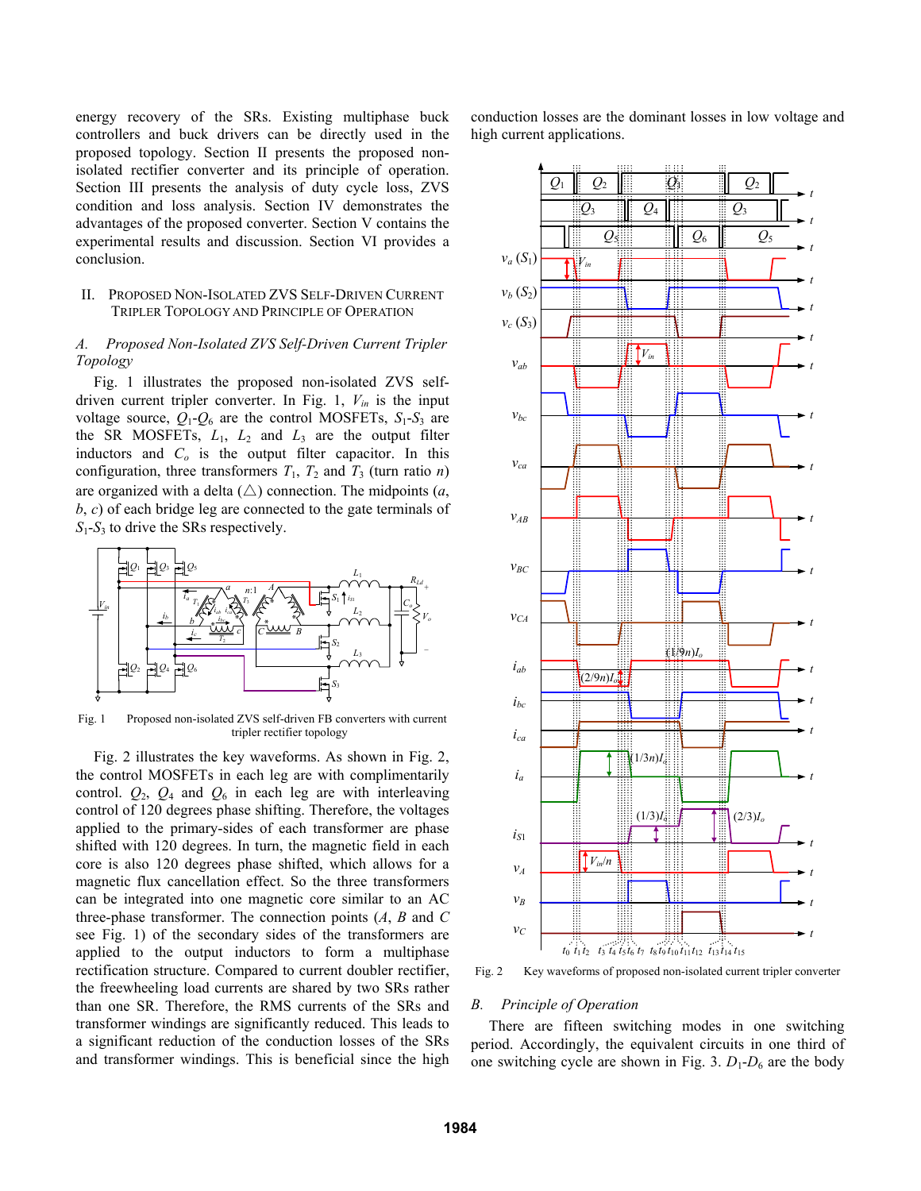energy recovery of the SRs. Existing multiphase buck controllers and buck drivers can be directly used in the proposed topology. Section II presents the proposed non-isolated rectifier converter and its principle of operation. Section III presents the analysis of duty cycle loss, ZVS condition and loss analysis. Section IV demonstrates the advantages of the proposed converter. Section V contains the experimental results and discussion. Section VI provides a conclusion.

## II. Proposed Non-Isolated ZVS Self-Driven Current Tripler Topology and Principle of Operation

### *A. Proposed Non-Isolated ZVS Self-Driven Current Tripler Topology*

Fig. 1 illustrates the proposed non-isolated ZVS self-driven current tripler converter. In Fig. 1, $V_{in}$ is the input voltage source, $Q_1$-$Q_6$ are the control MOSFETs, $S_1$-$S_3$ are the SR MOSFETs, $L_1$, $L_2$ and $L_3$ are the output filter inductors and $C_o$ is the output filter capacitor. In this configuration, three transformers $T_1$, $T_2$ and $T_3$ (turn ratio $n$) are organized with a delta (△) connection. The midpoints ($a$, $b$, $c$) of each bridge leg are connected to the gate terminals of $S_1$-$S_3$ to drive the SRs respectively.

Fig. 1 Proposed non-isolated ZVS self-driven FB converters with current tripler rectifier topology

Fig. 2 illustrates the key waveforms. As shown in Fig. 2, the control MOSFETs in each leg are with complimentarily control. $Q_2$, $Q_4$ and $Q_6$ in each leg are with interleaving control of 120 degrees phase shifting. Therefore, the voltages applied to the primary-sides of each transformer are phase shifted with 120 degrees. In turn, the magnetic field in each core is also 120 degrees phase shifted, which allows for a magnetic flux cancellation effect. So the three transformers can be integrated into one magnetic core similar to an AC three-phase transformer. The connection points ($A$, $B$ and $C$ see Fig. 1) of the secondary sides of the transformers are applied to the output inductors to form a multiphase rectification structure. Compared to current doubler rectifier, the freewheeling load currents are shared by two SRs rather than one SR. Therefore, the RMS currents of the SRs and transformer windings are significantly reduced. This leads to a significant reduction of the conduction losses of the SRs and transformer windings. This is beneficial since the high conduction losses are the dominant losses in low voltage and high current applications.

Fig. 2 Key waveforms of proposed non-isolated current tripler converter

### *B. Principle of Operation*

There are fifteen switching modes in one switching period. Accordingly, the equivalent circuits in one third of one switching cycle are shown in Fig. 3. $D_1$-$D_6$ are the body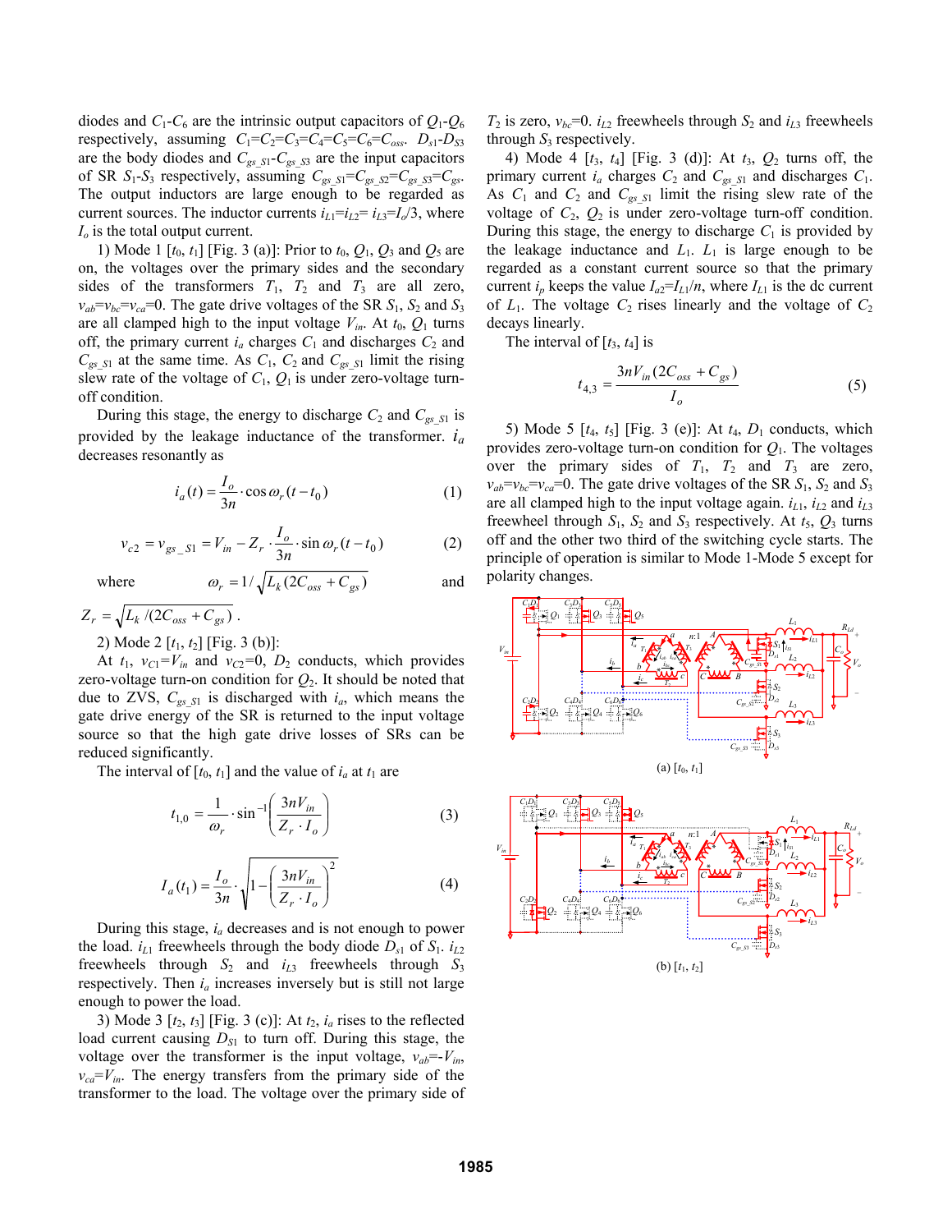diodes and $C_1$-$C_6$ are the intrinsic output capacitors of $Q_1$-$Q_6$ respectively, assuming $C_1$=$C_2$=$C_3$=$C_4$=$C_5$=$C_6$=$C_{oss}$. $D_{s1}$-$D_{S3}$ are the body diodes and $C_{gs\_S1}$-$C_{gs\_S3}$ are the input capacitors of SR $S_1$-$S_3$ respectively, assuming $C_{gs\_S1}$=$C_{gs\_S2}$=$C_{gs\_S3}$=$C_{gs}$. The output inductors are large enough to be regarded as current sources. The inductor currents $i_{L1}$=$i_{L2}$= $i_{L3}$=$I_o$/3, where $I_o$ is the total output current.

1) Mode 1 [$t_0$, $t_1$] [Fig. 3 (a)]: Prior to $t_0$, $Q_1$, $Q_3$ and $Q_5$ are on, the voltages over the primary sides and the secondary sides of the transformers $T_1$, $T_2$ and $T_3$ are all zero, $v_{ab}$=$v_{bc}$=$v_{ca}$=0. The gate drive voltages of the SR $S_1$, $S_2$ and $S_3$ are all clamped high to the input voltage $V_{in}$. At $t_0$, $Q_1$ turns off, the primary current $i_a$ charges $C_1$ and discharges $C_2$ and $C_{gs\_S1}$ at the same time. As $C_1$, $C_2$ and $C_{gs\_S1}$ limit the rising slew rate of the voltage of $C_1$, $Q_1$ is under zero-voltage turn-off condition.

During this stage, the energy to discharge $C_2$ and $C_{gs\_S1}$ is provided by the leakage inductance of the transformer. $i_a$ decreases resonantly as

$$i_a(t) = \frac{I_o}{3n} \cdot \cos\omega_r(t - t_0) \quad (1)$$

$$v_{c2} = v_{gs\_S1} = V_{in} - Z_r \cdot \frac{I_o}{3n} \cdot \sin\omega_r(t - t_0) \quad (2)$$

where $\omega_r = 1/\sqrt{L_k(2C_{oss} + C_{gs})}$ and $Z_r = \sqrt{L_k/(2C_{oss} + C_{gs})}$.

2) Mode 2 [$t_1$, $t_2$] [Fig. 3 (b)]:

At $t_1$, $v_{C1}$=$V_{in}$ and $v_{C2}$=0, $D_2$ conducts, which provides zero-voltage turn-on condition for $Q_2$. It should be noted that due to ZVS, $C_{gs\_S1}$ is discharged with $i_a$, which means the gate drive energy of the SR is returned to the input voltage source so that the high gate drive losses of SRs can be reduced significantly.

The interval of [$t_0$, $t_1$] and the value of $i_a$ at $t_1$ are

$$t_{1,0} = \frac{1}{\omega_r} \cdot \sin^{-1}\left(\frac{3nV_{in}}{Z_r \cdot I_o}\right) \quad (3)$$

$$I_a(t_1) = \frac{I_o}{3n} \cdot \sqrt{1 - \left(\frac{3nV_{in}}{Z_r \cdot I_o}\right)^2} \quad (4)$$

During this stage, $i_a$ decreases and is not enough to power the load. $i_{L1}$ freewheels through the body diode $D_{s1}$ of $S_1$. $i_{L2}$ freewheels through $S_2$ and $i_{L3}$ freewheels through $S_3$ respectively. Then $i_a$ increases inversely but is still not large enough to power the load.

3) Mode 3 [$t_2$, $t_3$] [Fig. 3 (c)]: At $t_2$, $i_a$ rises to the reflected load current causing $D_{S1}$ to turn off. During this stage, the voltage over the transformer is the input voltage, $v_{ab}$=-$V_{in}$, $v_{ca}$=$V_{in}$. The energy transfers from the primary side of the transformer to the load. The voltage over the primary side of $T_2$ is zero, $v_{bc}$=0. $i_{L2}$ freewheels through $S_2$ and $i_{L3}$ freewheels through $S_3$ respectively.

4) Mode 4 [$t_3$, $t_4$] [Fig. 3 (d)]: At $t_3$, $Q_2$ turns off, the primary current $i_a$ charges $C_2$ and $C_{gs\_S1}$ and discharges $C_1$. As $C_1$ and $C_2$ and $C_{gs\_S1}$ limit the rising slew rate of the voltage of $C_2$, $Q_2$ is under zero-voltage turn-off condition. During this stage, the energy to discharge $C_1$ is provided by the leakage inductance and $L_1$. $L_1$ is large enough to be regarded as a constant current source so that the primary current $i_p$ keeps the value $I_{a2}$=$I_{L1}/n$, where $I_{L1}$ is the dc current of $L_1$. The voltage $C_2$ rises linearly and the voltage of $C_2$ decays linearly.

The interval of [$t_3$, $t_4$] is

$$t_{4,3} = \frac{3nV_{in}(2C_{oss} + C_{gs})}{I_o} \quad (5)$$

5) Mode 5 [$t_4$, $t_5$] [Fig. 3 (e)]: At $t_4$, $D_1$ conducts, which provides zero-voltage turn-on condition for $Q_1$. The voltages over the primary sides of $T_1$, $T_2$ and $T_3$ are zero, $v_{ab}$=$v_{bc}$=$v_{ca}$=0. The gate drive voltages of the SR $S_1$, $S_2$ and $S_3$ are all clamped high to the input voltage again. $i_{L1}$, $i_{L2}$ and $i_{L3}$ freewheel through $S_1$, $S_2$ and $S_3$ respectively. At $t_5$, $Q_3$ turns off and the other two third of the switching cycle starts. The principle of operation is similar to Mode 1-Mode 5 except for polarity changes.

(a) [$t_0$, $t_1$]

(b) [$t_1$, $t_2$]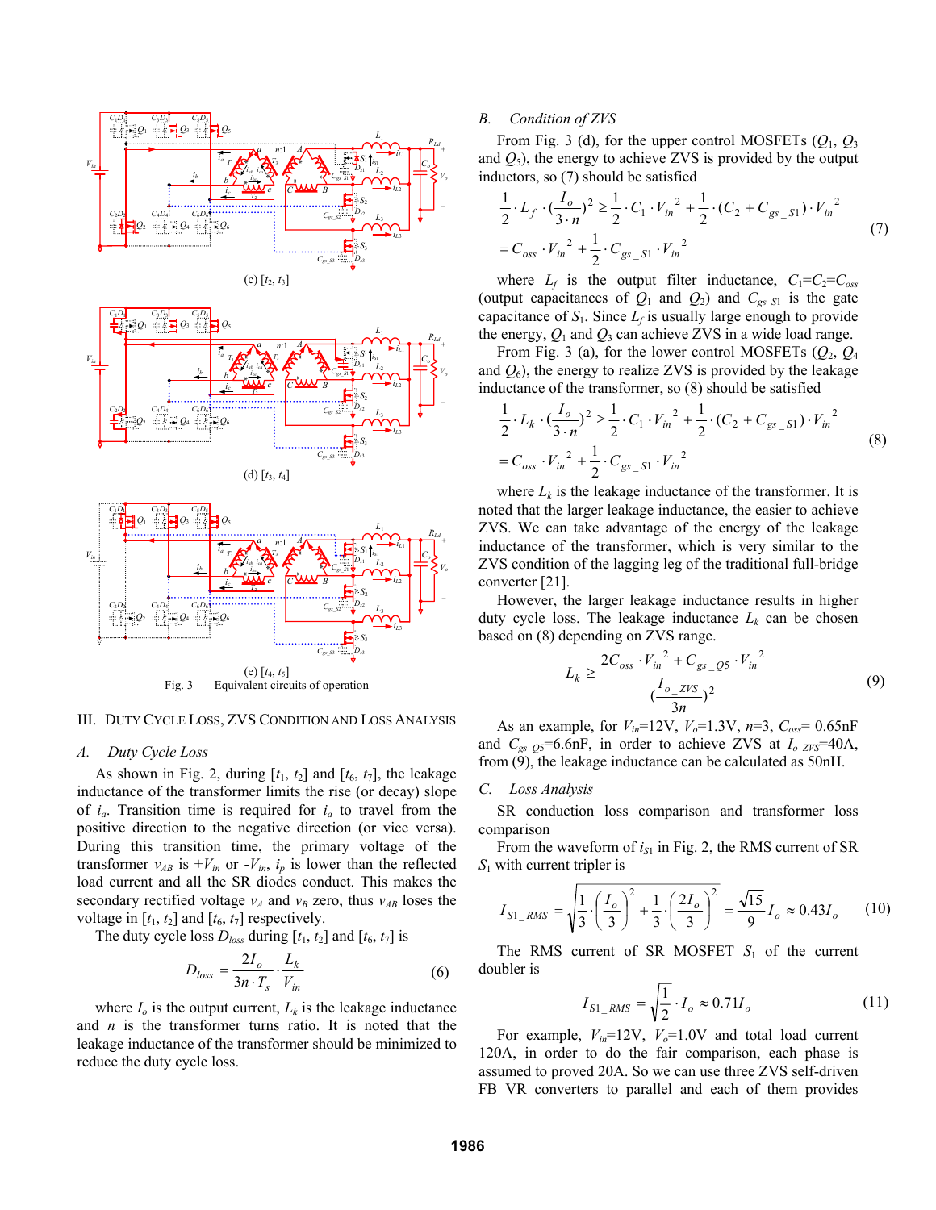(c) $[t_2, t_3]$

(d) $[t_3, t_4]$

(e) $[t_4, t_5]$

Fig. 3 Equivalent circuits of operation

## III. Duty Cycle Loss, ZVS Condition and Loss Analysis

### A. Duty Cycle Loss

As shown in Fig. 2, during $[t_1, t_2]$ and $[t_6, t_7]$, the leakage inductance of the transformer limits the rise (or decay) slope of $i_a$. Transition time is required for $i_a$ to travel from the positive direction to the negative direction (or vice versa). During this transition time, the primary voltage of the transformer $v_{AB}$ is $+V_{in}$ or $-V_{in}$, $i_p$ is lower than the reflected load current and all the SR diodes conduct. This makes the secondary rectified voltage $v_A$ and $v_B$ zero, thus $v_{AB}$ loses the voltage in $[t_1, t_2]$ and $[t_6, t_7]$ respectively.

The duty cycle loss $D_{loss}$ during $[t_1, t_2]$ and $[t_6, t_7]$ is

$$D_{loss} = \frac{2I_o}{3n \cdot T_s} \cdot \frac{L_k}{V_{in}} \tag{6}$$

where $I_o$ is the output current, $L_k$ is the leakage inductance and $n$ is the transformer turns ratio. It is noted that the leakage inductance of the transformer should be minimized to reduce the duty cycle loss.

### B. Condition of ZVS

From Fig. 3 (d), for the upper control MOSFETs ($Q_1$, $Q_3$ and $Q_5$), the energy to achieve ZVS is provided by the output inductors, so (7) should be satisfied

$$\frac{1}{2} \cdot L_f \cdot \left(\frac{I_o}{3 \cdot n}\right)^2 \geq \frac{1}{2} \cdot C_1 \cdot V_{in}^2 + \frac{1}{2} \cdot (C_2 + C_{gs\_S1}) \cdot V_{in}^2$$
$$= C_{oss} \cdot V_{in}^2 + \frac{1}{2} \cdot C_{gs\_S1} \cdot V_{in}^2 \tag{7}$$

where $L_f$ is the output filter inductance, $C_1$=$C_2$=$C_{oss}$ (output capacitances of $Q_1$ and $Q_2$) and $C_{gs\_S1}$ is the gate capacitance of $S_1$. Since $L_f$ is usually large enough to provide the energy, $Q_1$ and $Q_3$ can achieve ZVS in a wide load range.

From Fig. 3 (a), for the lower control MOSFETs ($Q_2$, $Q_4$ and $Q_6$), the energy to realize ZVS is provided by the leakage inductance of the transformer, so (8) should be satisfied

$$\frac{1}{2} \cdot L_k \cdot \left(\frac{I_o}{3 \cdot n}\right)^2 \geq \frac{1}{2} \cdot C_1 \cdot V_{in}^2 + \frac{1}{2} \cdot (C_2 + C_{gs\_S1}) \cdot V_{in}^2$$
$$= C_{oss} \cdot V_{in}^2 + \frac{1}{2} \cdot C_{gs\_S1} \cdot V_{in}^2 \tag{8}$$

where $L_k$ is the leakage inductance of the transformer. It is noted that the larger leakage inductance, the easier to achieve ZVS. We can take advantage of the energy of the leakage inductance of the transformer, which is very similar to the ZVS condition of the lagging leg of the traditional full-bridge converter [21].

However, the larger leakage inductance results in higher duty cycle loss. The leakage inductance $L_k$ can be chosen based on (8) depending on ZVS range.

$$L_k \geq \frac{2C_{oss} \cdot V_{in}^2 + C_{gs\_Q5} \cdot V_{in}^2}{\left(\frac{I_{o\_ZVS}}{3n}\right)^2} \tag{9}$$

As an example, for $V_{in}$=12V, $V_o$=1.3V, $n$=3, $C_{oss}$= 0.65nF and $C_{gs\_Q5}$=6.6nF, in order to achieve ZVS at $I_{o\_ZVS}$=40A, from (9), the leakage inductance can be calculated as 50nH.

### C. Loss Analysis

SR conduction loss comparison and transformer loss comparison

From the waveform of $i_{S1}$ in Fig. 2, the RMS current of SR $S_1$ with current tripler is

$$I_{S1\_RMS} = \sqrt{\frac{1}{3} \cdot \left(\frac{I_o}{3}\right)^2 + \frac{1}{3} \cdot \left(\frac{2I_o}{3}\right)^2} = \frac{\sqrt{15}}{9} I_o \approx 0.43 I_o \tag{10}$$

The RMS current of SR MOSFET $S_1$ of the current doubler is

$$I_{S1\_RMS} = \sqrt{\frac{1}{2}} \cdot I_o \approx 0.71 I_o \tag{11}$$

For example, $V_{in}$=12V, $V_o$=1.0V and total load current 120A, in order to do the fair comparison, each phase is assumed to proved 20A. So we can use three ZVS self-driven FB VR converters to parallel and each of them provides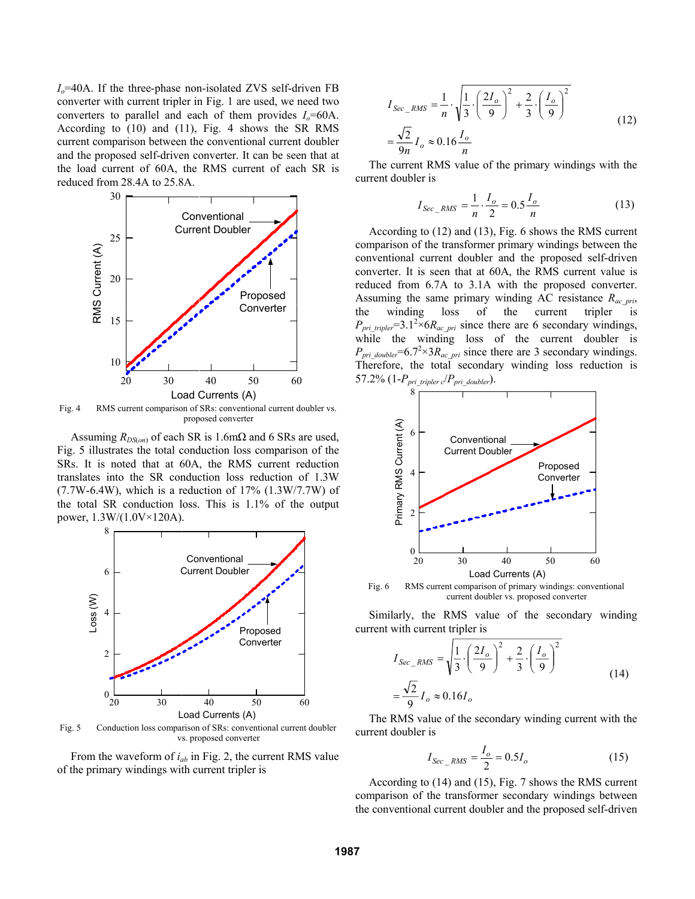$I_o$=40A. If the three-phase non-isolated ZVS self-driven FB converter with current tripler in Fig. 1 are used, we need two converters to parallel and each of them provides $I_o$=60A. According to (10) and (11), Fig. 4 shows the SR RMS current comparison between the conventional current doubler and the proposed self-driven converter. It is seen that at the load current of 60A, the RMS current of each SR is reduced from 28.4A to 25.8A.

RMS Current (A)
30
25
20
15
10
20 30 40 50 60
Load Currents (A)
Conventional Current Doubler
Proposed Converter

Fig. 4 RMS current comparison of SRs: conventional current doubler vs. proposed converter

Assuming $R_{DS(on)}$ of each SR is 1.6mΩ and 6 SRs are used, Fig. 5 illustrates the total conduction loss comparison of the SRs. It is noted that at 60A, the RMS current reduction translates into the SR conduction loss reduction of 1.3W (7.7W-6.4W), which is a reduction of 17% (1.3W/7.7W) of the total SR conduction loss. This is 1.1% of the output power, 1.3W/(1.0V×120A).

Loss (W)
8
6
4
2
0
20 30 40 50 60
Load Currents (A)
Conventional Current Doubler
Proposed Converter

Fig. 5 Conduction loss comparison of SRs: conventional current doubler vs. proposed converter

From the waveform of $i_{ab}$ in Fig. 2, the current RMS value of the primary windings with current tripler is

$$I_{Sec\_RMS} = \frac{1}{n} \cdot \sqrt{\frac{1}{3} \cdot \left(\frac{2I_o}{9}\right)^2 + \frac{2}{3} \cdot \left(\frac{I_o}{9}\right)^2} = \frac{\sqrt{2}}{9n} I_o \approx 0.16\frac{I_o}{n} \tag{12}$$

The current RMS value of the primary windings with the current doubler is

$$I_{Sec\_RMS} = \frac{1}{n} \cdot \frac{I_o}{2} = 0.5\frac{I_o}{n} \tag{13}$$

According to (12) and (13), Fig. 6 shows the RMS current comparison of the transformer primary windings between the conventional current doubler and the proposed self-driven converter. It is seen that at 60A, the RMS current value is reduced from 6.7A to 3.1A with the proposed converter. Assuming the same primary winding AC resistance $R_{ac\_pri}$, the winding loss of the current tripler is $P_{pri\_tripler}$=$3.1^2$×$6R_{ac\_pri}$ since there are 6 secondary windings, while the winding loss of the current doubler is $P_{pri\_doubler}$=$6.7^2$×$3R_{ac\_pri}$ since there are 3 secondary windings. Therefore, the total secondary winding loss reduction is 57.2% (1-$P_{pri\_tripler\ c}$/$P_{pri\_doubler}$).

Primary RMS Current (A)
8
6
4
2
0
20 30 40 50 60
Load Currents (A)
Conventional Current Doubler
Proposed Converter

Fig. 6 RMS current comparison of primary windings: conventional current doubler vs. proposed converter

Similarly, the RMS value of the secondary winding current with current tripler is

$$I_{Sec\_RMS} = \sqrt{\frac{1}{3} \cdot \left(\frac{2I_o}{9}\right)^2 + \frac{2}{3} \cdot \left(\frac{I_o}{9}\right)^2} = \frac{\sqrt{2}}{9} I_o \approx 0.16 I_o \tag{14}$$

The RMS value of the secondary winding current with the current doubler is

$$I_{Sec\_RMS} = \frac{I_o}{2} = 0.5 I_o \tag{15}$$

According to (14) and (15), Fig. 7 shows the RMS current comparison of the transformer secondary windings between the conventional current doubler and the proposed self-driven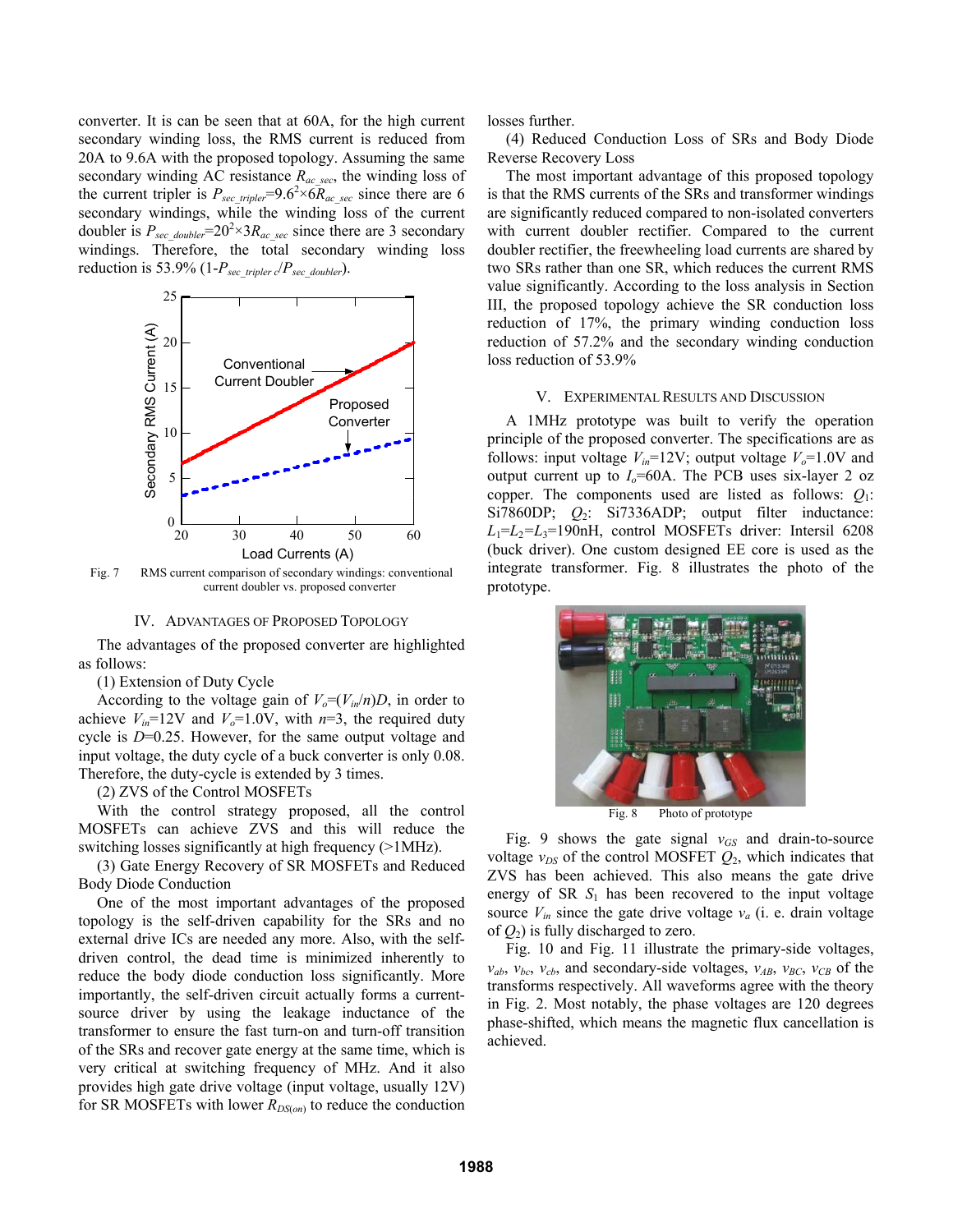converter. It is can be seen that at 60A, for the high current secondary winding loss, the RMS current is reduced from 20A to 9.6A with the proposed topology. Assuming the same secondary winding AC resistance $R_{ac\_sec}$, the winding loss of the current tripler is $P_{sec\_tripler}$=$9.6^2$×$6R_{ac\_sec}$ since there are 6 secondary windings, while the winding loss of the current doubler is $P_{sec\_doubler}$=$20^2$×$3R_{ac\_sec}$ since there are 3 secondary windings. Therefore, the total secondary winding loss reduction is 53.9% (1-$P_{sec\_tripler\ c}$/$P_{sec\_doubler}$).

Secondary RMS Current (A)
25
20
15
10
5
0
20
30
40
50
60
Load Currents (A)
Conventional Current Doubler
Proposed Converter

Fig. 7 RMS current comparison of secondary windings: conventional current doubler vs. proposed converter

## IV. Advantages of Proposed Topology

The advantages of the proposed converter are highlighted as follows:

(1) Extension of Duty Cycle

According to the voltage gain of $V_o$=($V_{in}$/$n$)$D$, in order to achieve $V_{in}$=12V and $V_o$=1.0V, with $n$=3, the required duty cycle is $D$=0.25. However, for the same output voltage and input voltage, the duty cycle of a buck converter is only 0.08. Therefore, the duty-cycle is extended by 3 times.

(2) ZVS of the Control MOSFETs

With the control strategy proposed, all the control MOSFETs can achieve ZVS and this will reduce the switching losses significantly at high frequency (>1MHz).

(3) Gate Energy Recovery of SR MOSFETs and Reduced Body Diode Conduction

One of the most important advantages of the proposed topology is the self-driven capability for the SRs and no external drive ICs are needed any more. Also, with the self-driven control, the dead time is minimized inherently to reduce the body diode conduction loss significantly. More importantly, the self-driven circuit actually forms a current-source driver by using the leakage inductance of the transformer to ensure the fast turn-on and turn-off transition of the SRs and recover gate energy at the same time, which is very critical at switching frequency of MHz. And it also provides high gate drive voltage (input voltage, usually 12V) for SR MOSFETs with lower $R_{DS(on)}$ to reduce the conduction losses further.

(4) Reduced Conduction Loss of SRs and Body Diode Reverse Recovery Loss

The most important advantage of this proposed topology is that the RMS currents of the SRs and transformer windings are significantly reduced compared to non-isolated converters with current doubler rectifier. Compared to the current doubler rectifier, the freewheeling load currents are shared by two SRs rather than one SR, which reduces the current RMS value significantly. According to the loss analysis in Section III, the proposed topology achieve the SR conduction loss reduction of 17%, the primary winding conduction loss reduction of 57.2% and the secondary winding conduction loss reduction of 53.9%

## V. Experimental Results and Discussion

A 1MHz prototype was built to verify the operation principle of the proposed converter. The specifications are as follows: input voltage $V_{in}$=12V; output voltage $V_o$=1.0V and output current up to $I_o$=60A. The PCB uses six-layer 2 oz copper. The components used are listed as follows: $Q_1$: Si7860DP; $Q_2$: Si7336ADP; output filter inductance: $L_1$=$L_2$=$L_3$=190nH, control MOSFETs driver: Intersil 6208 (buck driver). One custom designed EE core is used as the integrate transformer. Fig. 8 illustrates the photo of the prototype.

Fig. 8 Photo of prototype

Fig. 9 shows the gate signal $v_{GS}$ and drain-to-source voltage $v_{DS}$ of the control MOSFET $Q_2$, which indicates that ZVS has been achieved. This also means the gate drive energy of SR $S_1$ has been recovered to the input voltage source $V_{in}$ since the gate drive voltage $v_a$ (i. e. drain voltage of $Q_2$) is fully discharged to zero.

Fig. 10 and Fig. 11 illustrate the primary-side voltages, $v_{ab}$, $v_{bc}$, $v_{cb}$, and secondary-side voltages, $v_{AB}$, $v_{BC}$, $v_{CB}$ of the transforms respectively. All waveforms agree with the theory in Fig. 2. Most notably, the phase voltages are 120 degrees phase-shifted, which means the magnetic flux cancellation is achieved.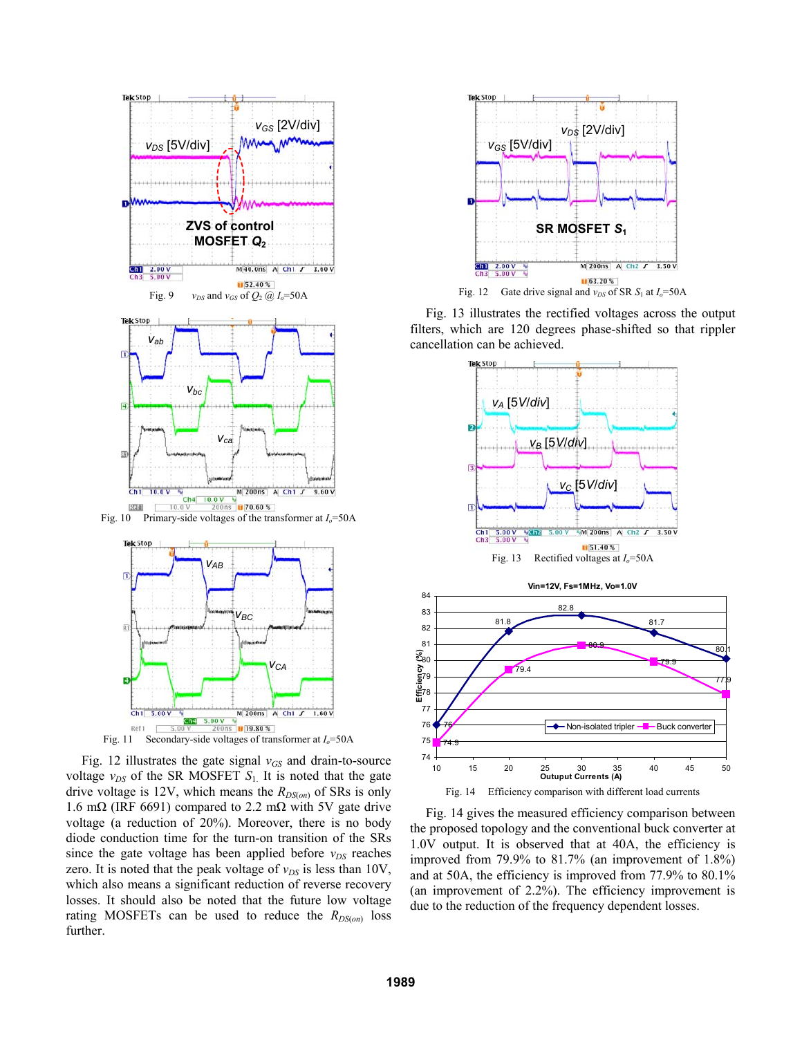$v_{DS}$ [5V/div]

$v_{GS}$ [2V/div]

ZVS of control MOSFET $Q_2$

Fig. 9 $v_{DS}$ and $v_{GS}$ of $Q_2$ @ $I_o$=50A

$V_{ab}$

$V_{bc}$

$V_{ca}$

Fig. 10 Primary-side voltages of the transformer at $I_o$=50A

$V_{AB}$

$V_{BC}$

$V_{CA}$

Fig. 11 Secondary-side voltages of transformer at $I_o$=50A

Fig. 12 illustrates the gate signal $v_{GS}$ and drain-to-source voltage $v_{DS}$ of the SR MOSFET $S_1$. It is noted that the gate drive voltage is 12V, which means the $R_{DS(on)}$ of SRs is only 1.6 mΩ (IRF 6691) compared to 2.2 mΩ with 5V gate drive voltage (a reduction of 20%). Moreover, there is no body diode conduction time for the turn-on transition of the SRs since the gate voltage has been applied before $v_{DS}$ reaches zero. It is noted that the peak voltage of $v_{DS}$ is less than 10V, which also means a significant reduction of reverse recovery losses. It should also be noted that the future low voltage rating MOSFETs can be used to reduce the $R_{DS(on)}$ loss further.

$v_{DS}$ [2V/div]

$v_{GS}$ [5V/div]

SR MOSFET $S_1$

Fig. 12 Gate drive signal and $v_{DS}$ of SR $S_1$ at $I_o$=50A

Fig. 13 illustrates the rectified voltages across the output filters, which are 120 degrees phase-shifted so that rippler cancellation can be achieved.

$v_A$ [5V/div]

$v_B$ [5V/div]

$v_C$ [5V/div]

Fig. 13 Rectified voltages at $I_o$=50A

Vin=12V, Fs=1MHz, Vo=1.0V

Efficiency (%)

Outuput Currents (A)

76, 81.8, 82.8, 81.7, 80.1

74.9, 79.4, 80.9, 79.9, 77.9

Non-isolated tripler

Buck converter

Fig. 14 Efficiency comparison with different load currents

Fig. 14 gives the measured efficiency comparison between the proposed topology and the conventional buck converter at 1.0V output. It is observed that at 40A, the efficiency is improved from 79.9% to 81.7% (an improvement of 1.8%) and at 50A, the efficiency is improved from 77.9% to 80.1% (an improvement of 2.2%). The efficiency improvement is due to the reduction of the frequency dependent losses.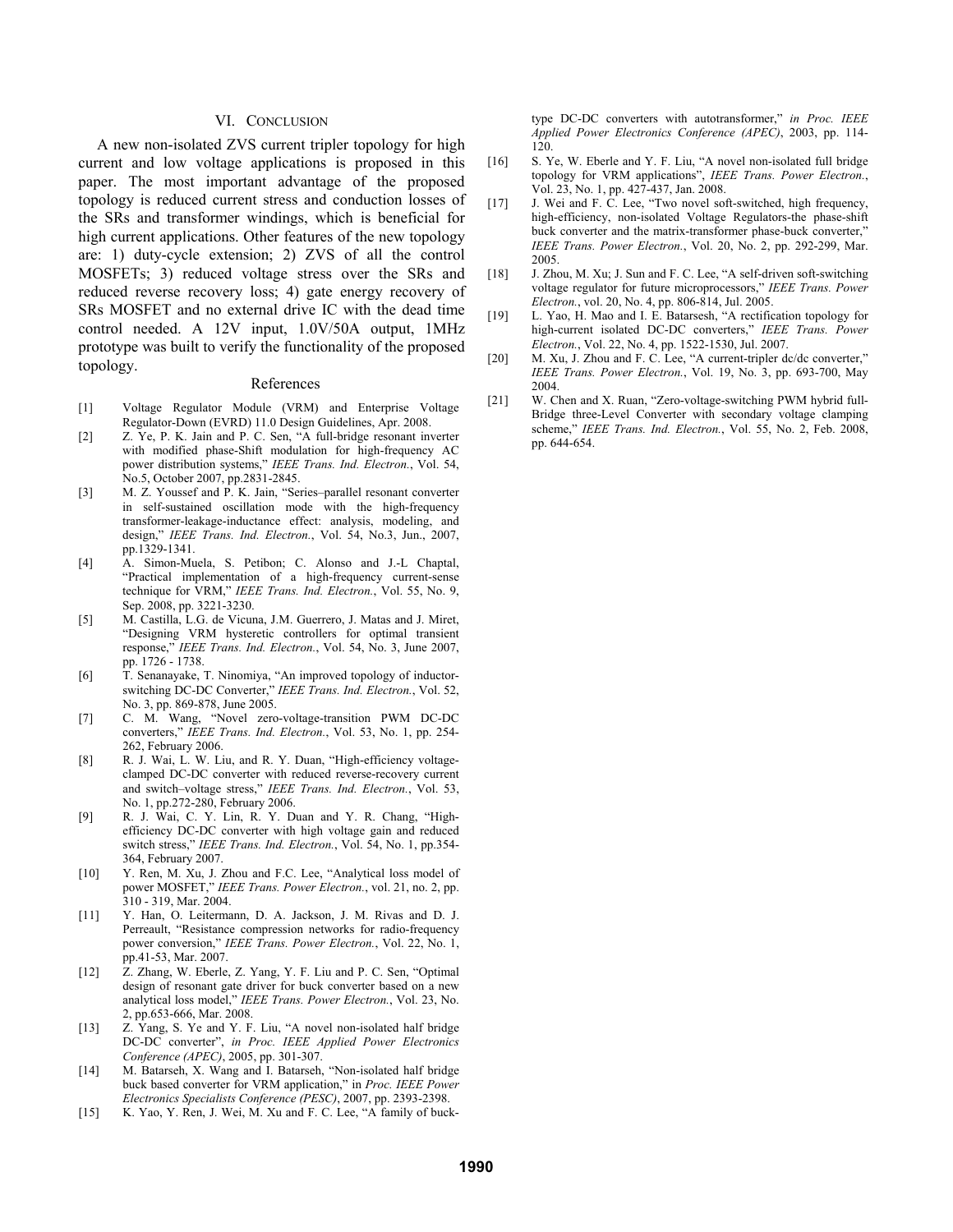## VI. Conclusion

A new non-isolated ZVS current tripler topology for high current and low voltage applications is proposed in this paper. The most important advantage of the proposed topology is reduced current stress and conduction losses of the SRs and transformer windings, which is beneficial for high current applications. Other features of the new topology are: 1) duty-cycle extension; 2) ZVS of all the control MOSFETs; 3) reduced voltage stress over the SRs and reduced reverse recovery loss; 4) gate energy recovery of SRs MOSFET and no external drive IC with the dead time control needed. A 12V input, 1.0V/50A output, 1MHz prototype was built to verify the functionality of the proposed topology.

## References

- [1] Voltage Regulator Module (VRM) and Enterprise Voltage Regulator-Down (EVRD) 11.0 Design Guidelines, Apr. 2008.
- [2] Z. Ye, P. K. Jain and P. C. Sen, "A full-bridge resonant inverter with modified phase-Shift modulation for high-frequency AC power distribution systems," *IEEE Trans. Ind. Electron.*, Vol. 54, No.5, October 2007, pp.2831-2845.
- [3] M. Z. Youssef and P. K. Jain, "Series–parallel resonant converter in self-sustained oscillation mode with the high-frequency transformer-leakage-inductance effect: analysis, modeling, and design," *IEEE Trans. Ind. Electron.*, Vol. 54, No.3, Jun., 2007, pp.1329-1341.
- [4] A. Simon-Muela, S. Petibon; C. Alonso and J.-L Chaptal, "Practical implementation of a high-frequency current-sense technique for VRM," *IEEE Trans. Ind. Electron.*, Vol. 55, No. 9, Sep. 2008, pp. 3221-3230.
- [5] M. Castilla, L.G. de Vicuna, J.M. Guerrero, J. Matas and J. Miret, "Designing VRM hysteretic controllers for optimal transient response," *IEEE Trans. Ind. Electron.*, Vol. 54, No. 3, June 2007, pp. 1726 - 1738.
- [6] T. Senanayake, T. Ninomiya, "An improved topology of inductor-switching DC-DC Converter," *IEEE Trans. Ind. Electron.*, Vol. 52, No. 3, pp. 869-878, June 2005.
- [7] C. M. Wang, "Novel zero-voltage-transition PWM DC-DC converters," *IEEE Trans. Ind. Electron.*, Vol. 53, No. 1, pp. 254-262, February 2006.
- [8] R. J. Wai, L. W. Liu, and R. Y. Duan, "High-efficiency voltage-clamped DC-DC converter with reduced reverse-recovery current and switch–voltage stress," *IEEE Trans. Ind. Electron.*, Vol. 53, No. 1, pp.272-280, February 2006.
- [9] R. J. Wai, C. Y. Lin, R. Y. Duan and Y. R. Chang, "High-efficiency DC-DC converter with high voltage gain and reduced switch stress," *IEEE Trans. Ind. Electron.*, Vol. 54, No. 1, pp.354-364, February 2007.
- [10] Y. Ren, M. Xu, J. Zhou and F.C. Lee, "Analytical loss model of power MOSFET," *IEEE Trans. Power Electron.*, vol. 21, no. 2, pp. 310 - 319, Mar. 2004.
- [11] Y. Han, O. Leitermann, D. A. Jackson, J. M. Rivas and D. J. Perreault, "Resistance compression networks for radio-frequency power conversion," *IEEE Trans. Power Electron.*, Vol. 22, No. 1, pp.41-53, Mar. 2007.
- [12] Z. Zhang, W. Eberle, Z. Yang, Y. F. Liu and P. C. Sen, "Optimal design of resonant gate driver for buck converter based on a new analytical loss model," *IEEE Trans. Power Electron.*, Vol. 23, No. 2, pp.653-666, Mar. 2008.
- [13] Z. Yang, S. Ye and Y. F. Liu, "A novel non-isolated half bridge DC-DC converter", *in Proc. IEEE Applied Power Electronics Conference (APEC)*, 2005, pp. 301-307.
- [14] M. Batarseh, X. Wang and I. Batarseh, "Non-isolated half bridge buck based converter for VRM application," in *Proc. IEEE Power Electronics Specialists Conference (PESC)*, 2007, pp. 2393-2398.
- [15] K. Yao, Y. Ren, J. Wei, M. Xu and F. C. Lee, "A family of buck-type DC-DC converters with autotransformer," *in Proc. IEEE Applied Power Electronics Conference (APEC)*, 2003, pp. 114-120.
- [16] S. Ye, W. Eberle and Y. F. Liu, "A novel non-isolated full bridge topology for VRM applications", *IEEE Trans. Power Electron.*, Vol. 23, No. 1, pp. 427-437, Jan. 2008.
- [17] J. Wei and F. C. Lee, "Two novel soft-switched, high frequency, high-efficiency, non-isolated Voltage Regulators-the phase-shift buck converter and the matrix-transformer phase-buck converter," *IEEE Trans. Power Electron.*, Vol. 20, No. 2, pp. 292-299, Mar. 2005.
- [18] J. Zhou, M. Xu; J. Sun and F. C. Lee, "A self-driven soft-switching voltage regulator for future microprocessors," *IEEE Trans. Power Electron.*, vol. 20, No. 4, pp. 806-814, Jul. 2005.
- [19] L. Yao, H. Mao and I. E. Batarsesh, "A rectification topology for high-current isolated DC-DC converters," *IEEE Trans. Power Electron.*, Vol. 22, No. 4, pp. 1522-1530, Jul. 2007.
- [20] M. Xu, J. Zhou and F. C. Lee, "A current-tripler dc/dc converter," *IEEE Trans. Power Electron.*, Vol. 19, No. 3, pp. 693-700, May 2004.
- [21] W. Chen and X. Ruan, "Zero-voltage-switching PWM hybrid full-Bridge three-Level Converter with secondary voltage clamping scheme," *IEEE Trans. Ind. Electron.*, Vol. 55, No. 2, Feb. 2008, pp. 644-654.